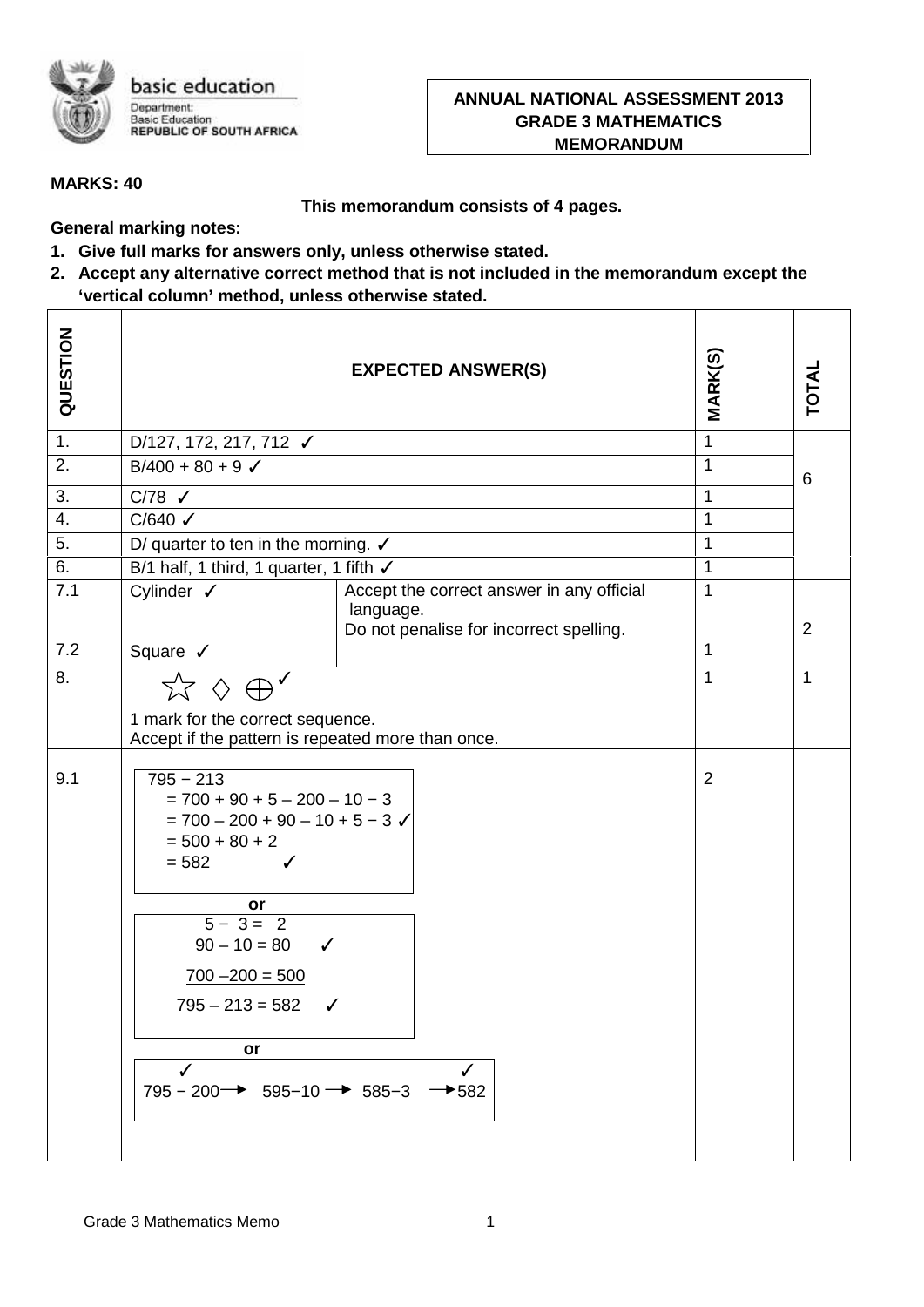basic education

Department:
Basic Education
REPUBLIC OF SOUTH AFRICA

**ANNUAL NATIONAL ASSESSMENT 2013**
**GRADE 3 MATHEMATICS**
**MEMORANDUM**

**MARKS: 40**

**This memorandum consists of 4 pages.**

**General marking notes:**

1. **Give full marks for answers only, unless otherwise stated.**
2. **Accept any alternative correct method that is not included in the memorandum except the 'vertical column' method, unless otherwise stated.**

| QUESTION | EXPECTED ANSWER(S) | | MARK(S) | TOTAL |
|---|---|---|---|---|
| 1. | D/127, 172, 217, 712 ✓ | | 1 | 6 |
| 2. | B/400 + 80 + 9 ✓ | | 1 | |
| 3. | C/78 ✓ | | 1 | |
| 4. | C/640 ✓ | | 1 | |
| 5. | D/ quarter to ten in the morning. ✓ | | 1 | |
| 6. | B/1 half, 1 third, 1 quarter, 1 fifth ✓ | | 1 | |
| 7.1 | Cylinder ✓ | Accept the correct answer in any official language. Do not penalise for incorrect spelling. | 1 | 2 |
| 7.2 | Square ✓ | | 1 | |
| 8. | ☆ ◇ ⊕ ✓ <br> 1 mark for the correct sequence. <br> Accept if the pattern is repeated more than once. | | 1 | 1 |
| 9.1 | 795 − 213 <br> = 700 + 90 + 5 – 200 – 10 − 3 <br> = 700 – 200 + 90 – 10 + 5 − 3 ✓ <br> = 500 + 80 + 2 <br> = 582 ✓ <br><br> **or** <br><br> 5 − 3 = 2 <br> 90 – 10 = 80 ✓ <br> 700 –200 = 500 <br> 795 – 213 = 582 ✓ <br><br> **or** <br><br> 795 − 200 ✓ → 595−10 → 585−3 → 582 ✓ | | 2 | |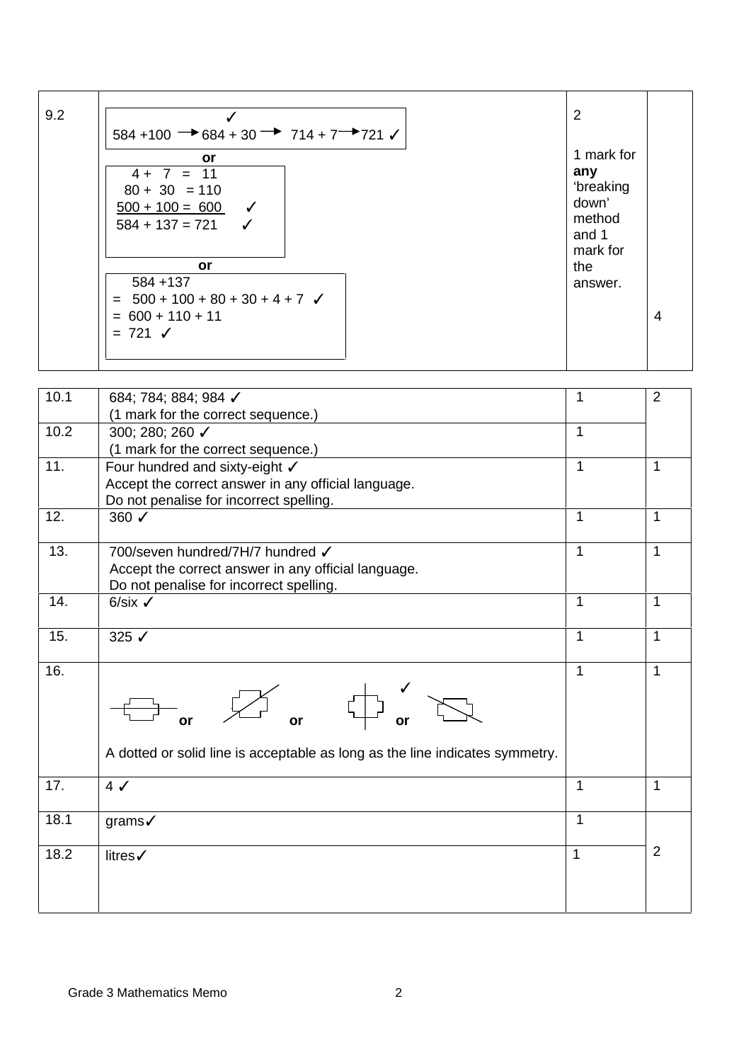| | | | |
|---|---|---|---|
| 9.2 | 584 +100 → 684 + 30 ✓ → 714 + 7 → 721 ✓<br><br>**or**<br><br>4 + 7 = 11<br>80 + 30 = 110<br>500 + 100 = 600 ✓<br>584 + 137 = 721 ✓<br><br>**or**<br><br>584 +137<br>= 500 + 100 + 80 + 30 + 4 + 7 ✓<br>= 600 + 110 + 11<br>= 721 ✓ | 2<br><br>1 mark for **any** 'breaking down' method and 1 mark for the answer. | 4 |

| | | | |
|---|---|---|---|
| 10.1 | 684; 784; 884; 984 ✓<br>(1 mark for the correct sequence.) | 1 | 2 |
| 10.2 | 300; 280; 260 ✓<br>(1 mark for the correct sequence.) | 1 | |
| 11. | Four hundred and sixty-eight ✓<br>Accept the correct answer in any official language.<br>Do not penalise for incorrect spelling. | 1 | 1 |
| 12. | 360 ✓ | 1 | 1 |
| 13. | 700/seven hundred/7H/7 hundred ✓<br>Accept the correct answer in any official language.<br>Do not penalise for incorrect spelling. | 1 | 1 |
| 14. | 6/six ✓ | 1 | 1 |
| 15. | 325 ✓ | 1 | 1 |
| 16. | ✓ or or or<br><br>A dotted or solid line is acceptable as long as the line indicates symmetry. | 1 | 1 |
| 17. | 4 ✓ | 1 | 1 |
| 18.1 | grams✓ | 1 | 2 |
| 18.2 | litres✓ | 1 | |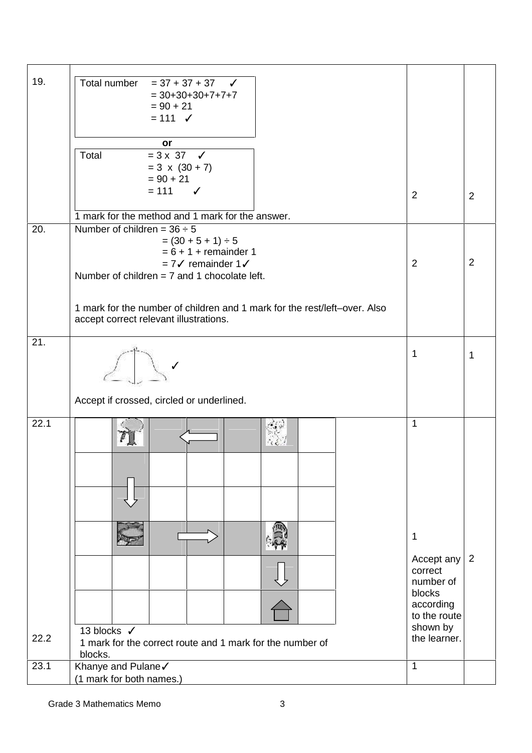| | | | |
|---|---|---|---|
| 19. | Total number = 37 + 37 + 37 ✓<br>= 30+30+30+7+7+7<br>= 90 + 21<br>= 111 ✓<br><br>**or**<br><br>Total = 3 x 37 ✓<br>= 3 x (30 + 7)<br>= 90 + 21<br>= 111 ✓<br><br>1 mark for the method and 1 mark for the answer. | 2 | 2 |
| 20. | Number of children = 36 ÷ 5<br>= (30 + 5 + 1) ÷ 5<br>= 6 + 1 + remainder 1<br>= 7✓ remainder 1✓<br>Number of children = 7 and 1 chocolate left.<br><br>1 mark for the number of children and 1 mark for the rest/left–over. Also accept correct relevant illustrations. | 2 | 2 |
| 21. | ✓<br><br>Accept if crossed, circled or underlined. | 1 | 1 |
| 22.1<br><br>22.2 | 13 blocks ✓<br>1 mark for the correct route and 1 mark for the number of blocks. | 1<br><br>1<br><br>Accept any correct number of blocks according to the route shown by the learner. | 2 |
| 23.1 | Khanye and Pulane✓<br>(1 mark for both names.) | 1 | |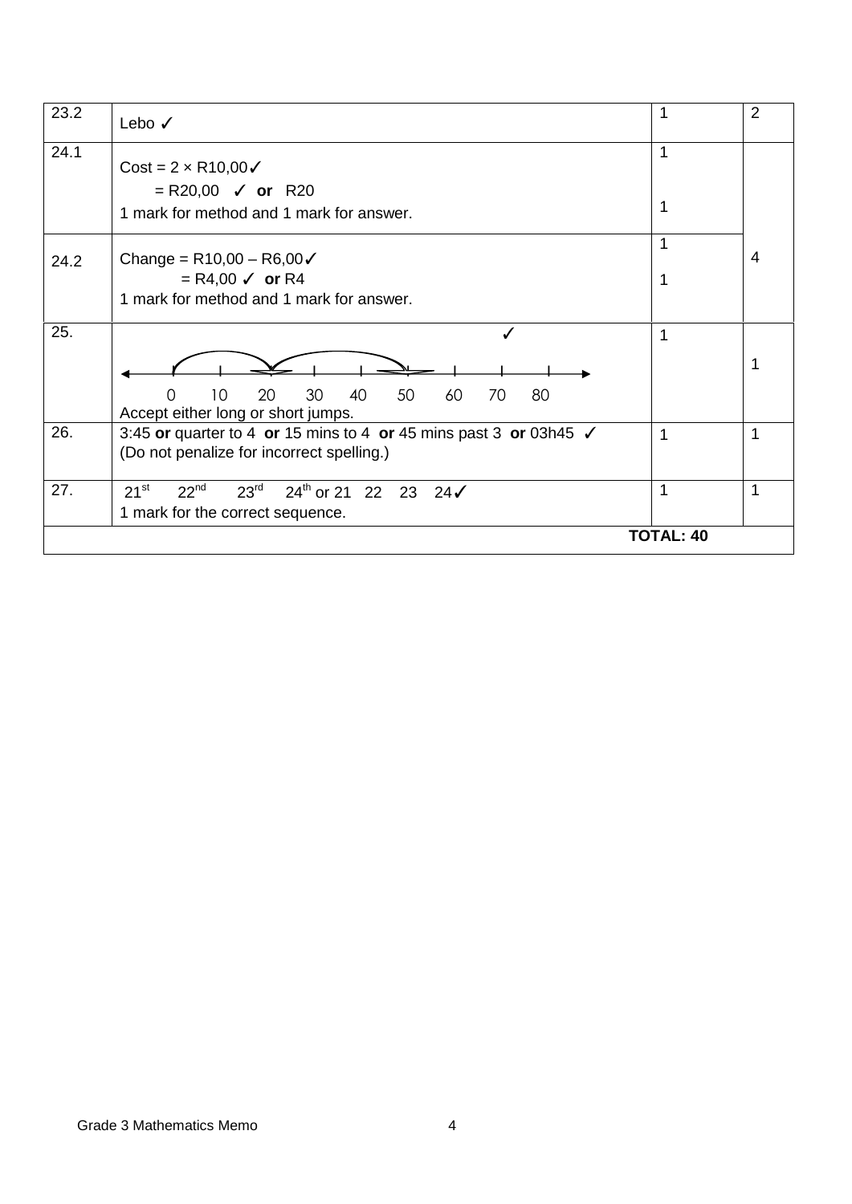| | | | |
|---|---|---|---|
| 23.2 | Lebo ✓ | 1 | 2 |
| 24.1 | Cost = 2 × R10,00✓<br>= R20,00 ✓ **or** R20<br>1 mark for method and 1 mark for answer. | 1<br><br>1 | 4 |
| 24.2 | Change = R10,00 – R6,00✓<br>= R4,00 ✓ **or** R4<br>1 mark for method and 1 mark for answer. | 1<br>1 | |
| 25. | ✓<br>0 10 20 30 40 50 60 70 80<br>Accept either long or short jumps. | 1 | 1 |
| 26. | 3:45 **or** quarter to 4 **or** 15 mins to 4 **or** 45 mins past 3 **or** 03h45 ✓<br>(Do not penalize for incorrect spelling.) | 1 | 1 |
| 27. | 21st 22nd 23rd 24th or 21 22 23 24✓<br>1 mark for the correct sequence. | 1 | 1 |
| | | **TOTAL: 40** | |